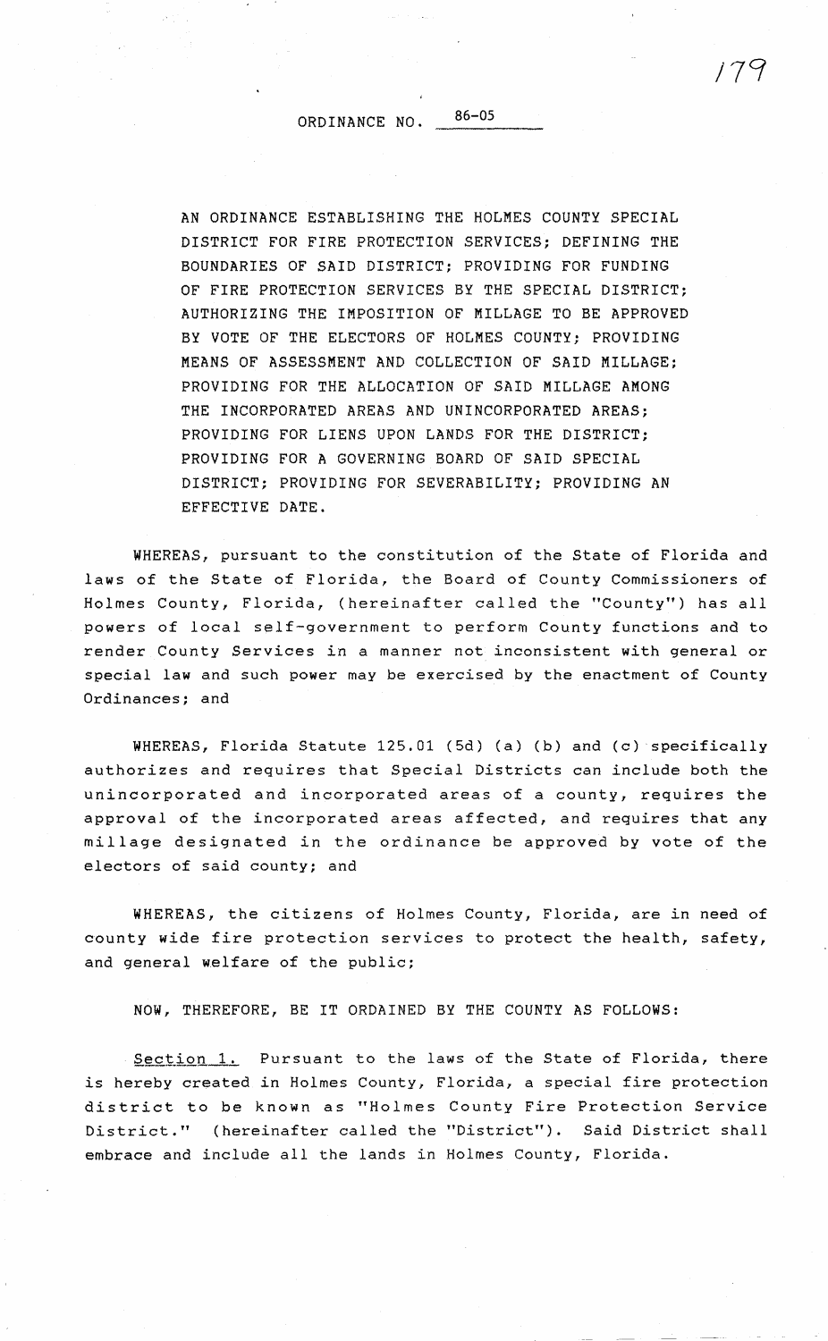# ORDINANCE NO. 86-05

AN ORDINANCE ESTABLISHING THE HOLMES COUNTY SPECIAL DISTRICT FOR FIRE PROTECTION SERVICES; DEFINING THE BOUNDARIES OF SAID DISTRICT; PROVIDING FOR FUNDING OF FIRE PROTECTION SERVICES BY THE SPECIAL DISTRICT; AUTHORIZING THE IMPOSITION OF MILLAGE TO BE APPROVED BY VOTE OF THE ELECTORS OF HOLMES COUNTY; PROVIDING MEANS OF ASSESSMENT AND COLLECTION OF SAID MILLAGE; PROVIDING FOR THE ALLOCATION OF SAID MILLAGE AMONG THE INCORPORATED AREAS AND UNINCORPORATED AREAS; PROVIDING FOR LIENS UPON LANDS FOR THE DISTRICT; PROVIDING FOR A GOVERNING BOARD OF SAID SPECIAL DISTRICT; PROVIDING FOR SEVERABILITY; PROVIDING AN EFFECTIVE DATE.

WHEREAS, pursuant to the constitution of the State of Florida and laws of the State of Florida, the Board of County Commissioners of Holmes County, Florida, (hereinafter called the "County") has all powers of local self-government to perform County functions and to render County Services in a manner not inconsistent with general or special law and such power may be exercised by the enactment of County Ordinances; and

WHEREAS, Florida Statute 125.01 (5d) (a) (b) and (c) specifically authorizes and requires that Special Districts can include both the unincorporated and incorporated areas of a county, requires the approval of the incorporated areas affected, and requires that any millage designated in the ordinance be approved by vote of the electors of said county; and

WHEREAS, the citizens of Holmes County, Florida, are in need of county wide fire protection services to protect the health, safety, and general welfare of the public;

NOW, THEREFORE, BE IT ORDAINED BY THE COUNTY AS FOLLOWS:

Section 1. Pursuant to the laws of the State of Florida, there is hereby created in Holmes County, Florida, a special fire protection district to be known as "Holmes County Fire Protection Service District." (hereinafter called the "District"). Said District shall embrace and include all the lands in Holmes County, Florida.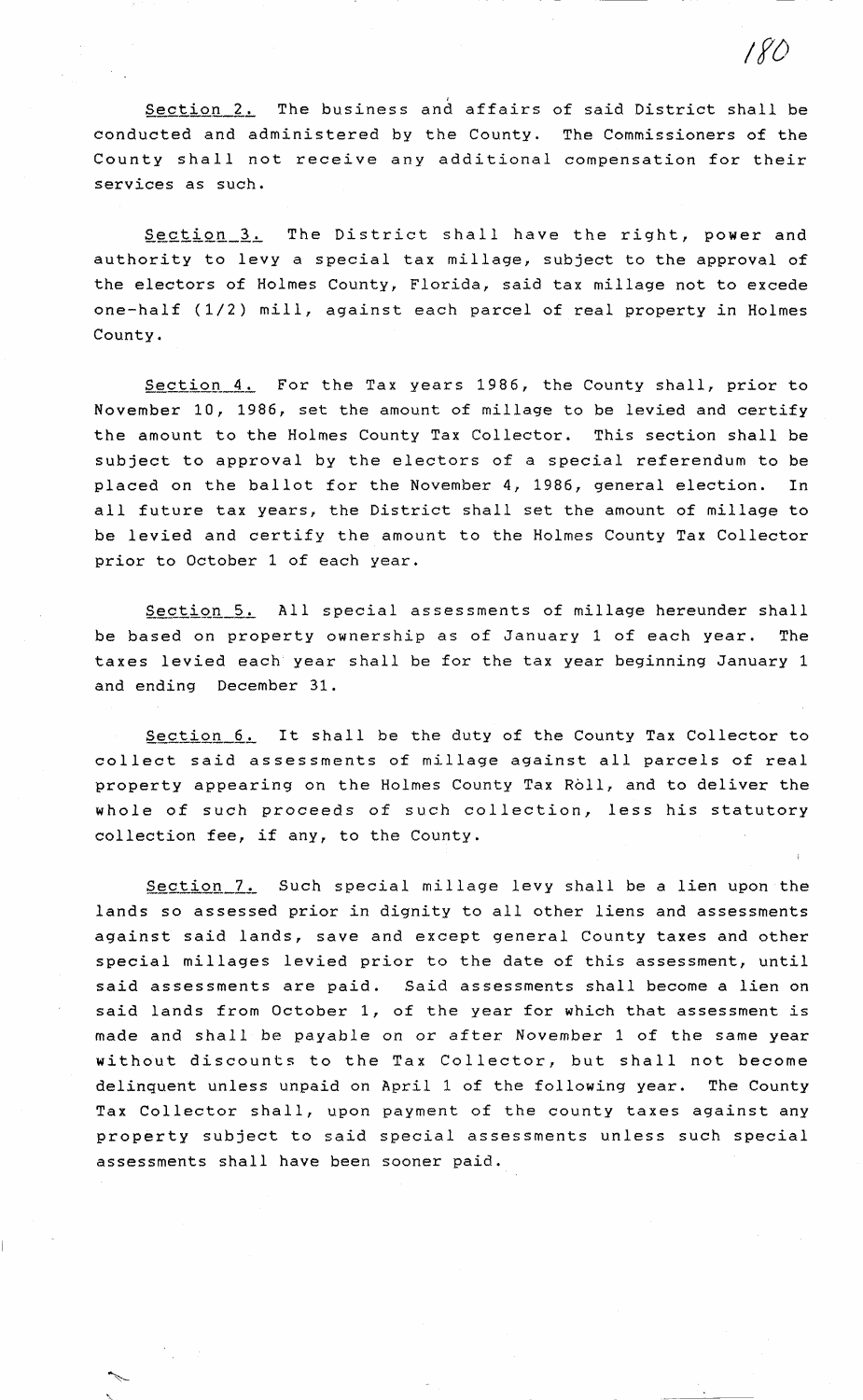Section 2. The business and affairs of said District shall be conducted and administered by the County. The Commissioners of the County shall not receive any additional compensation for their services as such.

Section 3. The District shall have the right, power and authority to levy a special tax millage, subject to the approval of the electors of Holmes County, Florida, said tax millage not to excede one-half (1/2) mill, against each parcel of real property in Holmes County.

Section 4. For the Tax years 1986, the County shall, prior to November 10, 1986, set the amount of millage to be levied and certify the amount to the Holmes County Tax Collector. This section shall be subject to approval by the electors of a special referendum to be placed on the ballot for the November 4, 1986, general election. In all future tax years, the District shall set the amount of millage to be levied and certify the amount to the Holmes County Tax Collector prior to October 1 of each year.

Section 5. All special assessments of millage hereunder shall be based on property ownership as of January 1 of each year. The taxes levied each year shall be for the tax year beginning January 1 and ending December 31.

Section 6. It shall be the duty of the County Tax Collector to collect said assessments of millage against all parcels of real property appearing on the Holmes County Tax Ròll, and to deliver the whole of such proceeds of such collection, less his statutory collection fee, if any, to the County.

Section 7. Such special millage levy shall be a lien upon the lands so assessed prior in dignity to all other liens and assessments against said lands, save and except general County taxes and other special millages levied prior to the date of this assessment, until said assessments are paid. Said assessments shall become a lien on said lands from October 1, of the year for which that assessment is made and shall be payable on or after November 1 of the same year without discounts to the Tax Collector, but shall not become delinquent unless unpaid on April 1 of the following year. The County Tax Collector shall, upon payment of the county taxes against any property subject to said special assessments unless such special assessments shall have been sooner paid.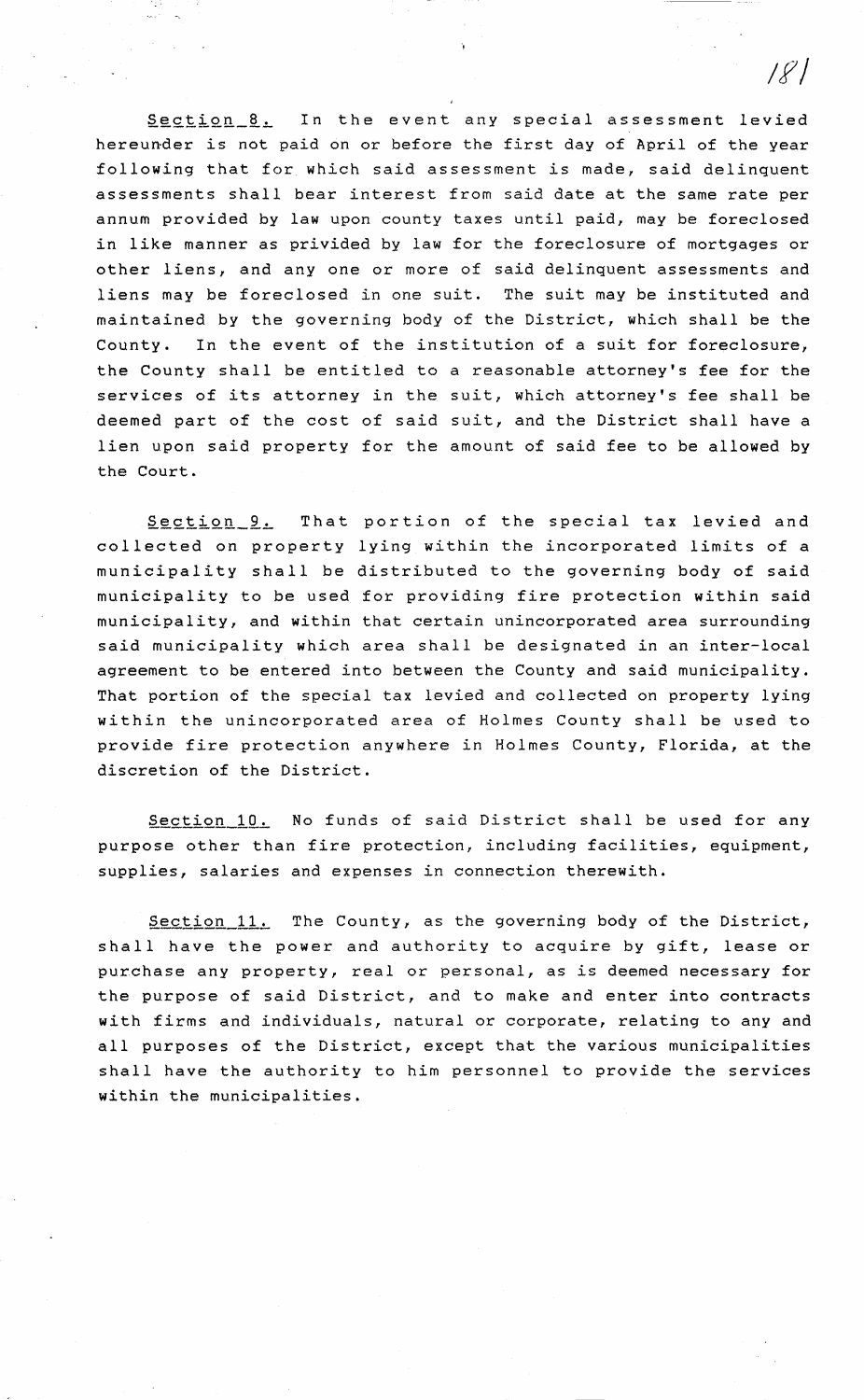Section 8. In the event any special assessment levied hereunder is not paid on or before the first day of April of the year following that for which said assessment is made, said delinquent assessments shall bear interest from said date at the same rate per annum provided by law upon county taxes until paid, may be foreclosed in like manner as privided by law for the foreclosure of mortgages or other liens, and any one or more of said delinquent assessments and liens may be foreclosed in one suit. The suit may be instituted and maintained by the governing body of the District, which shall be the County. In the event of the institution of a suit for foreclosure, the County shall be entitled to a reasonable attorney's fee for the services of its attorney in the suit, which attorney's fee shall be deemed part of the cost of said suit, and the District shall have a lien upon said property for the amount of said fee to be allowed by the Court.

Section 9. That portion of the special tax levied and collected on property lying within the incorporated limits of a municipality shall be distributed to the governing body of said municipality to be used for providing fire protection within said municipality, and within that certain unincorporated area surrounding said municipality which area shall be designated in an inter-local agreement to be entered into between the County and said municipality. That portion of the special tax levied and collected on property lying within the unincorporated area of Holmes County shall be used to provide fire protection anywhere in Holmes County, Florida, at the discretion of the District.

Section 10. No funds of said District shall be used for any purpose other than fire protection, including facilities, equipment, supplies, salaries and expenses in connection therewith.

Section 11. The County, as the governing body of the District, shall have the power and authority to acquire by gift, lease or purchase any property, real or personal, as is deemed necessary for the purpose of said District, and to make and enter into contracts with firms and individuals, natural or corporate, relating to any and all purposes of the District, except that the various municipalities shall have the authority to him personnel to provide the services within the municipalities.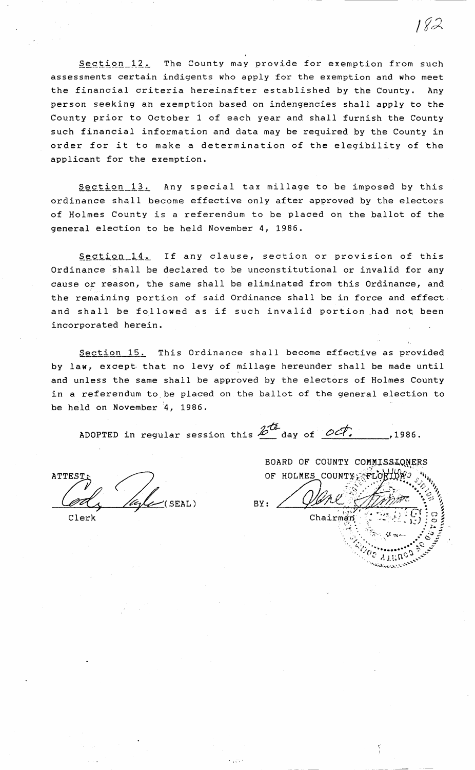Section 12. The County may provide for exemption from such assessments certain indigents who apply for the exemption and who meet the financial criteria hereinafter established by the County. Any person seeking an exemption based on indengencies shall apply to the County prior to October 1 of each year and shall furnish the County such financial information and data may be required by the County in order for it to make a determination of the elegibility of the applicant for the exemption.

Section 13. Any special tax millage to be imposed by this ordinance shall become effective only after approved by the electors of Holmes County is a referendum to be placed on the ballot of the general election to be held November 4, 1986.

Section 14. If any clause, section or provision of this Ordinance shall be declared to be unconstitutional or invalid for any cause or reason, the same shall be eliminated from this Ordinance, and the remaining portion of said Ordinance shall be in force and effect and shall be followed as if such invalid portion had not been incorporated herein.

Section 15. This Ordinance shall become effective as provided by law, except that no levy of millage hereunder shall be made until and unless the same shall be approved by the electors of Holmes County in a referendum to be placed on the ballot of the general election to be held on November 4, 1986.

ADOPTED in regular session this 2th day of Oct., 1986.

ATTEST:

Cody Taylor (SEAL)

Clerk

BOARD OF COUNTY COMMISSIONERS OF HOLMES COUNTY, FLORIDA

BY: ____________________

Chairman